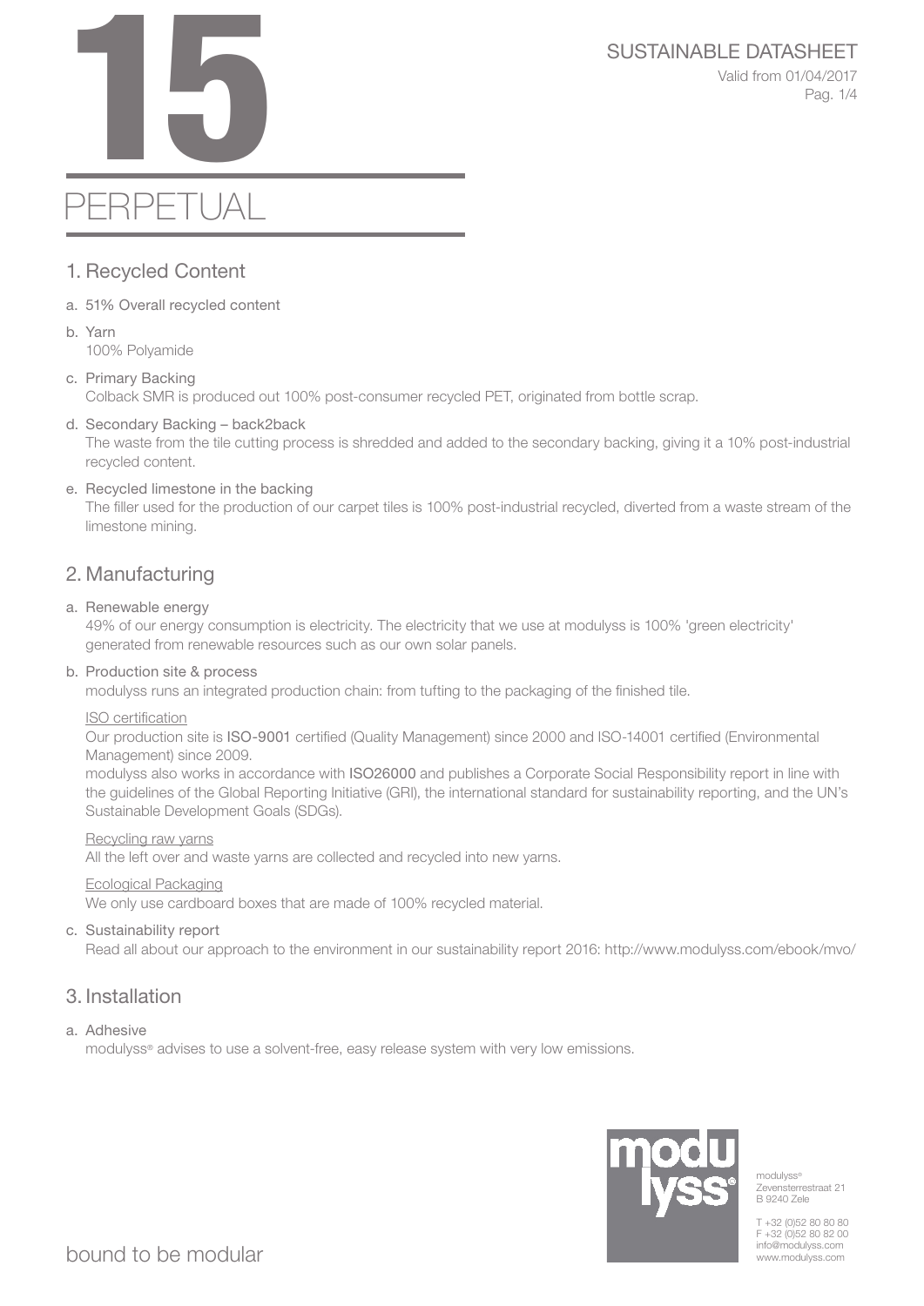# 15

# PERPETUAL

SUSTAINABLE DATASHEET

Valid from 01/04/2017

## 1. Recycled Content

a. 51% Overall recycled content

b. Yarn
100% Polyamide

c. Primary Backing
Colback SMR is produced out 100% post-consumer recycled PET, originated from bottle scrap.

d. Secondary Backing – back2back
The waste from the tile cutting process is shredded and added to the secondary backing, giving it a 10% post-industrial recycled content.

e. Recycled limestone in the backing
The filler used for the production of our carpet tiles is 100% post-industrial recycled, diverted from a waste stream of the limestone mining.

## 2. Manufacturing

a. Renewable energy
49% of our energy consumption is electricity. The electricity that we use at modulyss is 100% 'green electricity' generated from renewable resources such as our own solar panels.

b. Production site & process
modulyss runs an integrated production chain: from tufting to the packaging of the finished tile.

<u>ISO certification</u>
Our production site is ISO-9001 certified (Quality Management) since 2000 and ISO-14001 certified (Environmental Management) since 2009.
modulyss also works in accordance with ISO26000 and publishes a Corporate Social Responsibility report in line with the guidelines of the Global Reporting Initiative (GRI), the international standard for sustainability reporting, and the UN's Sustainable Development Goals (SDGs).

<u>Recycling raw yarns</u>
All the left over and waste yarns are collected and recycled into new yarns.

<u>Ecological Packaging</u>
We only use cardboard boxes that are made of 100% recycled material.

c. Sustainability report
Read all about our approach to the environment in our sustainability report 2016: http://www.modulyss.com/ebook/mvo/

## 3. Installation

a. Adhesive
modulyss® advises to use a solvent-free, easy release system with very low emissions.

modulyss®
Zevensterrestraat 21
B 9240 Zele

T +32 (0)52 80 80 80
F +32 (0)52 80 82 00
info@modulyss.com
www.modulyss.com

bound to be modular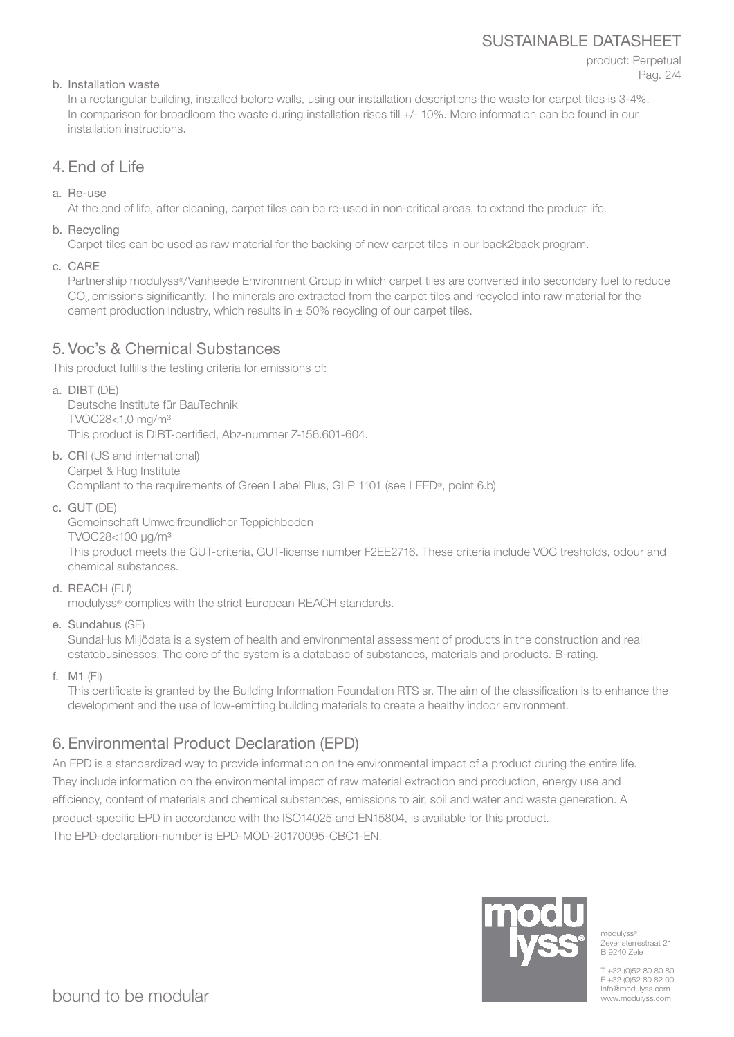b. Installation waste

In a rectangular building, installed before walls, using our installation descriptions the waste for carpet tiles is 3-4%. In comparison for broadloom the waste during installation rises till +/- 10%. More information can be found in our installation instructions.

## 4. End of Life

a. Re-use

At the end of life, after cleaning, carpet tiles can be re-used in non-critical areas, to extend the product life.

b. Recycling

Carpet tiles can be used as raw material for the backing of new carpet tiles in our back2back program.

c. CARE

Partnership modulyss®/Vanheede Environment Group in which carpet tiles are converted into secondary fuel to reduce $CO_2$ emissions significantly. The minerals are extracted from the carpet tiles and recycled into raw material for the cement production industry, which results in ± 50% recycling of our carpet tiles.

## 5. Voc's & Chemical Substances

This product fulfills the testing criteria for emissions of:

a. DIBT (DE)

Deutsche Institute für BauTechnik
TVOC28<1,0 mg/m³
This product is DIBT-certified, Abz-nummer Z-156.601-604.

b. CRI (US and international)

Carpet & Rug Institute
Compliant to the requirements of Green Label Plus, GLP 1101 (see LEED®, point 6.b)

c. GUT (DE)

Gemeinschaft Umwelfreundlicher Teppichboden
TVOC28<100 µg/m³
This product meets the GUT-criteria, GUT-license number F2EE2716. These criteria include VOC tresholds, odour and chemical substances.

d. REACH (EU)

modulyss® complies with the strict European REACH standards.

e. Sundahus (SE)

SundaHus Miljödata is a system of health and environmental assessment of products in the construction and real estatebusinesses. The core of the system is a database of substances, materials and products. B-rating.

f. M1 (FI)

This certificate is granted by the Building Information Foundation RTS sr. The aim of the classification is to enhance the development and the use of low-emitting building materials to create a healthy indoor environment.

## 6. Environmental Product Declaration (EPD)

An EPD is a standardized way to provide information on the environmental impact of a product during the entire life. They include information on the environmental impact of raw material extraction and production, energy use and efficiency, content of materials and chemical substances, emissions to air, soil and water and waste generation. A product-specific EPD in accordance with the ISO14025 and EN15804, is available for this product.
The EPD-declaration-number is EPD-MOD-20170095-CBC1-EN.

modulyss®
Zevensterrestraat 21
B 9240 Zele

T +32 (0)52 80 80 80
F +32 (0)52 80 82 00
info@modulyss.com
www.modulyss.com

bound to be modular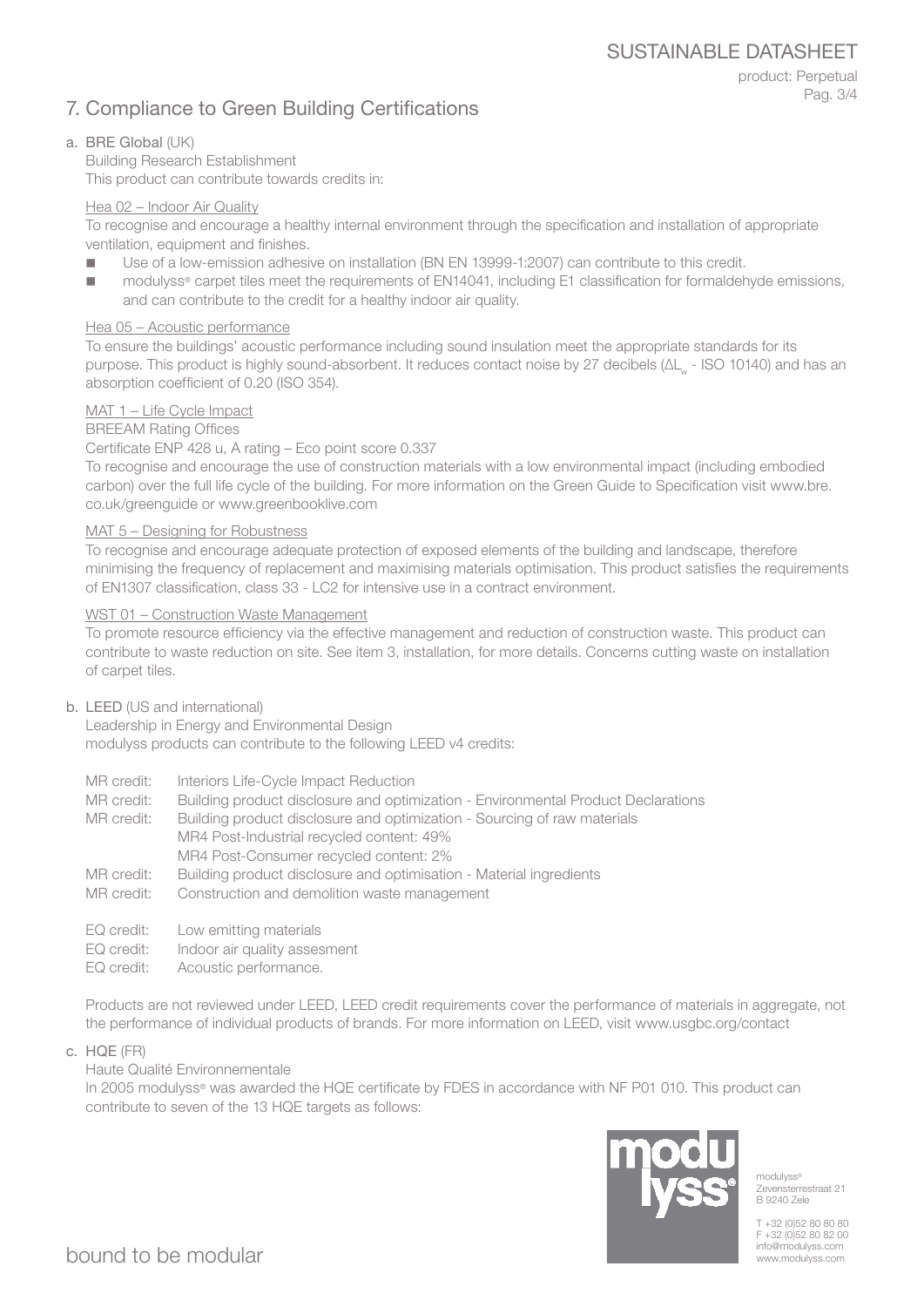## 7. Compliance to Green Building Certifications

a. **BRE Global** (UK)

Building Research Establishment

This product can contribute towards credits in:

Hea 02 – Indoor Air Quality

To recognise and encourage a healthy internal environment through the specification and installation of appropriate ventilation, equipment and finishes.

- Use of a low-emission adhesive on installation (BN EN 13999-1:2007) can contribute to this credit.
- modulyss® carpet tiles meet the requirements of EN14041, including E1 classification for formaldehyde emissions, and can contribute to the credit for a healthy indoor air quality.

Hea 05 – Acoustic performance

To ensure the buildings' acoustic performance including sound insulation meet the appropriate standards for its purpose. This product is highly sound-absorbent. It reduces contact noise by 27 decibels ($\Delta L_w$ - ISO 10140) and has an absorption coefficient of 0.20 (ISO 354).

MAT 1 – Life Cycle Impact

BREEAM Rating Offices

Certificate ENP 428 u, A rating – Eco point score 0.337

To recognise and encourage the use of construction materials with a low environmental impact (including embodied carbon) over the full life cycle of the building. For more information on the Green Guide to Specification visit www.bre.co.uk/greenguide or www.greenbooklive.com

MAT 5 – Designing for Robustness

To recognise and encourage adequate protection of exposed elements of the building and landscape, therefore minimising the frequency of replacement and maximising materials optimisation. This product satisfies the requirements of EN1307 classification, class 33 - LC2 for intensive use in a contract environment.

WST 01 – Construction Waste Management

To promote resource efficiency via the effective management and reduction of construction waste. This product can contribute to waste reduction on site. See item 3, installation, for more details. Concerns cutting waste on installation of carpet tiles.

b. **LEED** (US and international)

Leadership in Energy and Environmental Design

modulyss products can contribute to the following LEED v4 credits:

MR credit: Interiors Life-Cycle Impact Reduction
MR credit: Building product disclosure and optimization - Environmental Product Declarations
MR credit: Building product disclosure and optimization - Sourcing of raw materials
MR4 Post-Industrial recycled content: 49%
MR4 Post-Consumer recycled content: 2%
MR credit: Building product disclosure and optimisation - Material ingredients
MR credit: Construction and demolition waste management

EQ credit: Low emitting materials
EQ credit: Indoor air quality assesment
EQ credit: Acoustic performance.

Products are not reviewed under LEED, LEED credit requirements cover the performance of materials in aggregate, not the performance of individual products of brands. For more information on LEED, visit www.usgbc.org/contact

c. **HQE** (FR)

Haute Qualité Environnementale

In 2005 modulyss® was awarded the HQE certificate by FDES in accordance with NF P01 010. This product can contribute to seven of the 13 HQE targets as follows: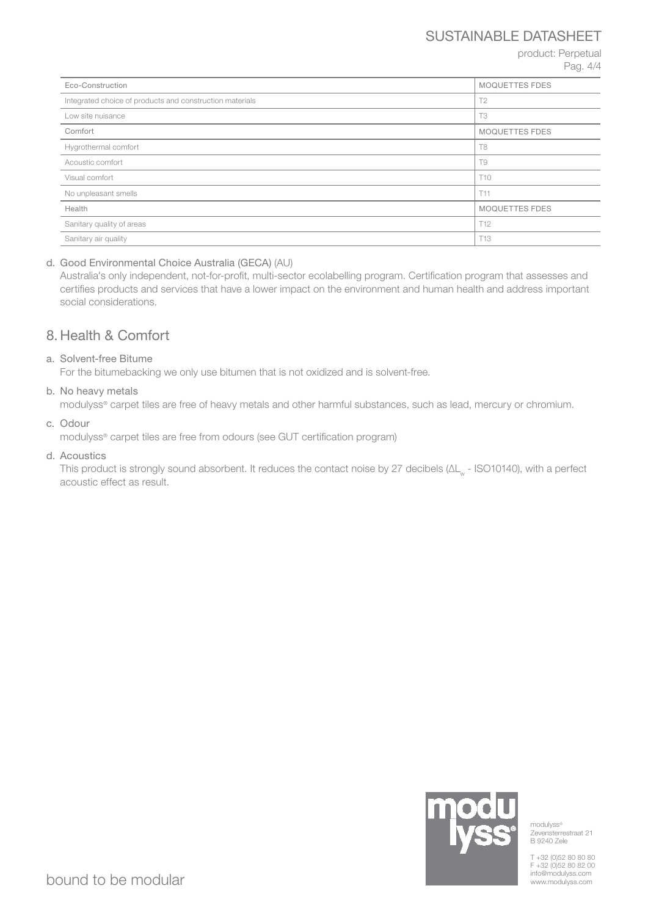| Eco-Construction | MOQUETTES FDES |
|---|---|
| Integrated choice of products and construction materials | T2 |
| Low site nuisance | T3 |
| **Comfort** | **MOQUETTES FDES** |
| Hygrothermal comfort | T8 |
| Acoustic comfort | T9 |
| Visual comfort | T10 |
| No unpleasant smells | T11 |
| **Health** | **MOQUETTES FDES** |
| Sanitary quality of areas | T12 |
| Sanitary air quality | T13 |

d. Good Environmental Choice Australia (GECA) (AU)

Australia's only independent, not-for-profit, multi-sector ecolabelling program. Certification program that assesses and certifies products and services that have a lower impact on the environment and human health and address important social considerations.

## 8. Health & Comfort

a. Solvent-free Bitume

For the bitumebacking we only use bitumen that is not oxidized and is solvent-free.

b. No heavy metals

modulyss® carpet tiles are free of heavy metals and other harmful substances, such as lead, mercury or chromium.

c. Odour

modulyss® carpet tiles are free from odours (see GUT certification program)

d. Acoustics

This product is strongly sound absorbent. It reduces the contact noise by 27 decibels ($\Delta L_w$ - ISO10140), with a perfect acoustic effect as result.

modulyss®
Zevensterrestraat 21
B 9240 Zele

T +32 (0)52 80 80 80
F +32 (0)52 80 82 00
info@modulyss.com
www.modulyss.com

bound to be modular